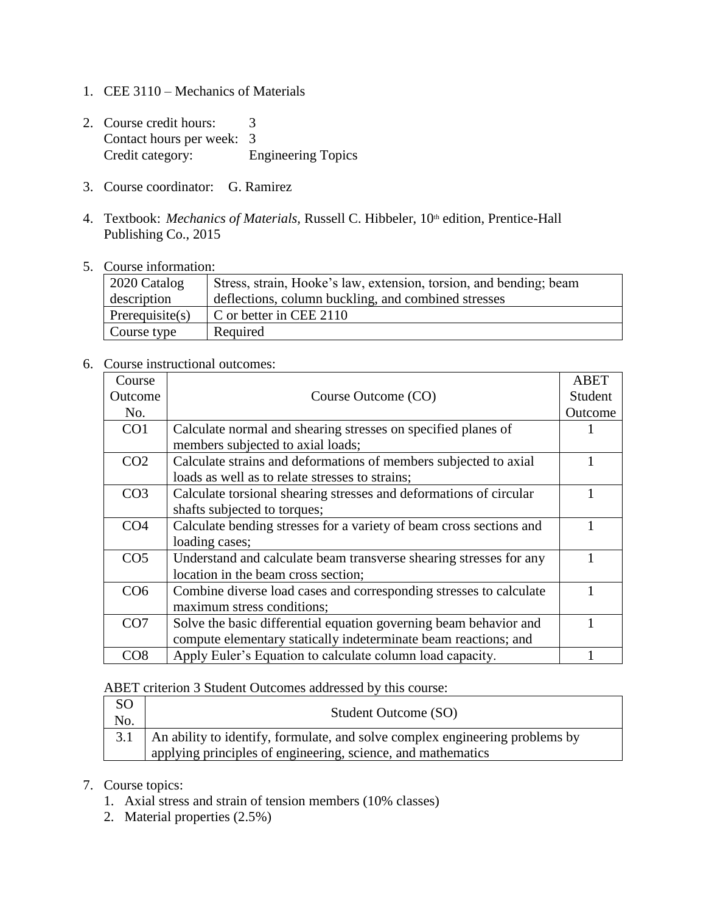1. CEE 3110 – Mechanics of Materials

2. Course credit hours: 3
   Contact hours per week: 3
   Credit category: Engineering Topics

3. Course coordinator: G. Ramirez

4. Textbook: *Mechanics of Materials*, Russell C. Hibbeler, 10th edition, Prentice-Hall Publishing Co., 2015

5. Course information:

| 2020 Catalog description | Stress, strain, Hooke's law, extension, torsion, and bending; beam deflections, column buckling, and combined stresses |
|---|---|
| Prerequisite(s) | C or better in CEE 2110 |
| Course type | Required |

6. Course instructional outcomes:

| Course Outcome No. | Course Outcome (CO) | ABET Student Outcome |
|---|---|---|
| CO1 | Calculate normal and shearing stresses on specified planes of members subjected to axial loads; | 1 |
| CO2 | Calculate strains and deformations of members subjected to axial loads as well as to relate stresses to strains; | 1 |
| CO3 | Calculate torsional shearing stresses and deformations of circular shafts subjected to torques; | 1 |
| CO4 | Calculate bending stresses for a variety of beam cross sections and loading cases; | 1 |
| CO5 | Understand and calculate beam transverse shearing stresses for any location in the beam cross section; | 1 |
| CO6 | Combine diverse load cases and corresponding stresses to calculate maximum stress conditions; | 1 |
| CO7 | Solve the basic differential equation governing beam behavior and compute elementary statically indeterminate beam reactions; and | 1 |
| CO8 | Apply Euler's Equation to calculate column load capacity. | 1 |

ABET criterion 3 Student Outcomes addressed by this course:

| SO No. | Student Outcome (SO) |
|---|---|
| 3.1 | An ability to identify, formulate, and solve complex engineering problems by applying principles of engineering, science, and mathematics |

7. Course topics:
   1. Axial stress and strain of tension members (10% classes)
   2. Material properties (2.5%)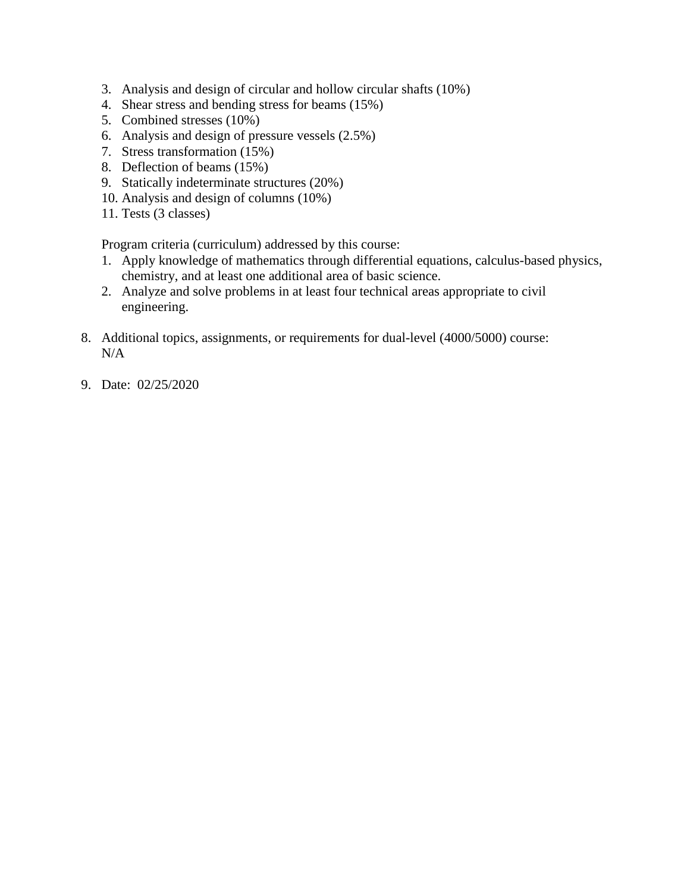3. Analysis and design of circular and hollow circular shafts (10%)
4. Shear stress and bending stress for beams (15%)
5. Combined stresses (10%)
6. Analysis and design of pressure vessels (2.5%)
7. Stress transformation (15%)
8. Deflection of beams (15%)
9. Statically indeterminate structures (20%)
10. Analysis and design of columns (10%)
11. Tests (3 classes)

Program criteria (curriculum) addressed by this course:

1. Apply knowledge of mathematics through differential equations, calculus-based physics, chemistry, and at least one additional area of basic science.
2. Analyze and solve problems in at least four technical areas appropriate to civil engineering.

8. Additional topics, assignments, or requirements for dual-level (4000/5000) course: N/A

9. Date: 02/25/2020